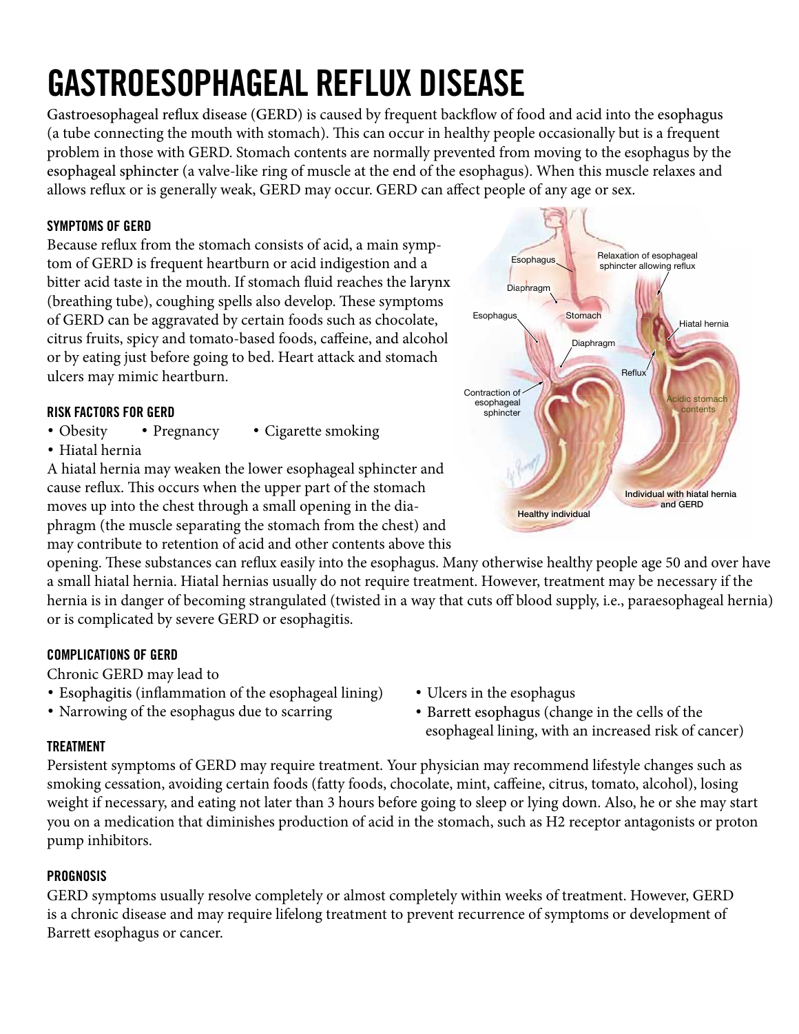# GASTROESOPHAGEAL REFLUX DISEASE

Gastroesophageal reflux disease (GERD) is caused by frequent backflow of food and acid into the esophagus (a tube connecting the mouth with stomach). This can occur in healthy people occasionally but is a frequent problem in those with GERD. Stomach contents are normally prevented from moving to the esophagus by the esophageal sphincter (a valve-like ring of muscle at the end of the esophagus). When this muscle relaxes and allows reflux or is generally weak, GERD may occur. GERD can affect people of any age or sex.

## SYMPTOMS OF GERD

Because reflux from the stomach consists of acid, a main symptom of GERD is frequent heartburn or acid indigestion and a bitter acid taste in the mouth. If stomach fluid reaches the larynx (breathing tube), coughing spells also develop. These symptoms of GERD can be aggravated by certain foods such as chocolate, citrus fruits, spicy and tomato-based foods, caffeine, and alcohol or by eating just before going to bed. Heart attack and stomach ulcers may mimic heartburn.

## RISK FACTORS FOR GERD

- Obesity
- Pregnancy
- Cigarette smoking
- Hiatal hernia

A hiatal hernia may weaken the lower esophageal sphincter and cause reflux. This occurs when the upper part of the stomach moves up into the chest through a small opening in the diaphragm (the muscle separating the stomach from the chest) and may contribute to retention of acid and other contents above this opening. These substances can reflux easily into the esophagus. Many otherwise healthy people age 50 and over have a small hiatal hernia. Hiatal hernias usually do not require treatment. However, treatment may be necessary if the hernia is in danger of becoming strangulated (twisted in a way that cuts off blood supply, i.e., paraesophageal hernia) or is complicated by severe GERD or esophagitis.

## COMPLICATIONS OF GERD

Chronic GERD may lead to

- Esophagitis (inflammation of the esophageal lining)
- Narrowing of the esophagus due to scarring
- Ulcers in the esophagus
- Barrett esophagus (change in the cells of the esophageal lining, with an increased risk of cancer)

## TREATMENT

Persistent symptoms of GERD may require treatment. Your physician may recommend lifestyle changes such as smoking cessation, avoiding certain foods (fatty foods, chocolate, mint, caffeine, citrus, tomato, alcohol), losing weight if necessary, and eating not later than 3 hours before going to sleep or lying down. Also, he or she may start you on a medication that diminishes production of acid in the stomach, such as H2 receptor antagonists or proton pump inhibitors.

## PROGNOSIS

GERD symptoms usually resolve completely or almost completely within weeks of treatment. However, GERD is a chronic disease and may require lifelong treatment to prevent recurrence of symptoms or development of Barrett esophagus or cancer.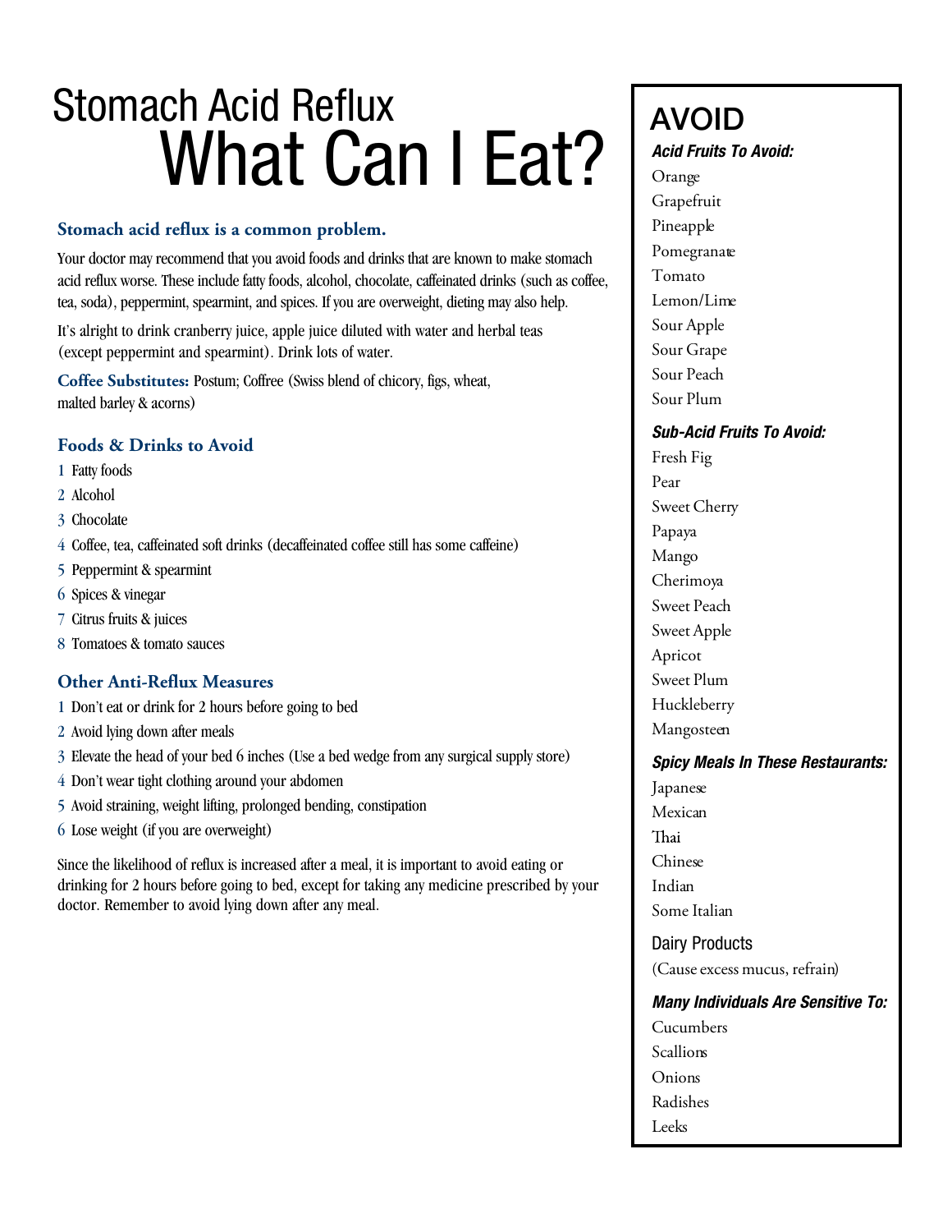# Stomach Acid Reflux
# What Can I Eat?

### Stomach acid reflux is a common problem.

Your doctor may recommend that you avoid foods and drinks that are known to make stomach acid reflux worse. These include fatty foods, alcohol, chocolate, caffeinated drinks (such as coffee, tea, soda), peppermint, spearmint, and spices. If you are overweight, dieting may also help.

It's alright to drink cranberry juice, apple juice diluted with water and herbal teas (except peppermint and spearmint). Drink lots of water.

**Coffee Substitutes:** Postum; Coffree (Swiss blend of chicory, figs, wheat, malted barley & acorns)

### Foods & Drinks to Avoid

1. Fatty foods
2. Alcohol
3. Chocolate
4. Coffee, tea, caffeinated soft drinks (decaffeinated coffee still has some caffeine)
5. Peppermint & spearmint
6. Spices & vinegar
7. Citrus fruits & juices
8. Tomatoes & tomato sauces

### Other Anti-Reflux Measures

1. Don't eat or drink for 2 hours before going to bed
2. Avoid lying down after meals
3. Elevate the head of your bed 6 inches (Use a bed wedge from any surgical supply store)
4. Don't wear tight clothing around your abdomen
5. Avoid straining, weight lifting, prolonged bending, constipation
6. Lose weight (if you are overweight)

Since the likelihood of reflux is increased after a meal, it is important to avoid eating or drinking for 2 hours before going to bed, except for taking any medicine prescribed by your doctor. Remember to avoid lying down after any meal.

## AVOID

***Acid Fruits To Avoid:***

Orange
Grapefruit
Pineapple
Pomegranate
Tomato
Lemon/Lime
Sour Apple
Sour Grape
Sour Peach
Sour Plum

***Sub-Acid Fruits To Avoid:***

Fresh Fig
Pear
Sweet Cherry
Papaya
Mango
Cherimoya
Sweet Peach
Sweet Apple
Apricot
Sweet Plum
Huckleberry
Mangosteen

***Spicy Meals In These Restaurants:***

Japanese
Mexican
Thai
Chinese
Indian
Some Italian

Dairy Products
(Cause excess mucus, refrain)

***Many Individuals Are Sensitive To:***

Cucumbers
Scallions
Onions
Radishes
Leeks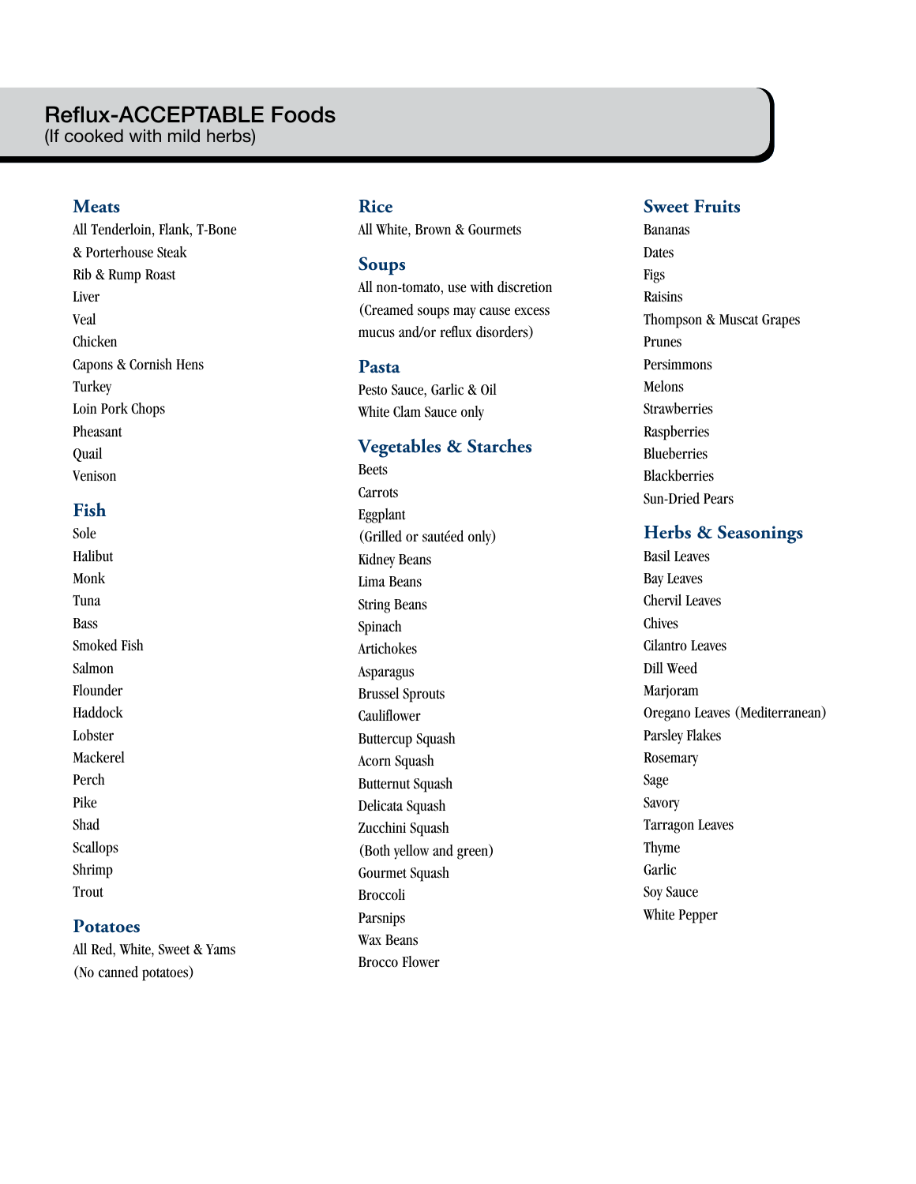# Reflux-ACCEPTABLE Foods
(If cooked with mild herbs)

## Meats

All Tenderloin, Flank, T-Bone & Porterhouse Steak
Rib & Rump Roast
Liver
Veal
Chicken
Capons & Cornish Hens
Turkey
Loin Pork Chops
Pheasant
Quail
Venison

## Fish

Sole
Halibut
Monk
Tuna
Bass
Smoked Fish
Salmon
Flounder
Haddock
Lobster
Mackerel
Perch
Pike
Shad
Scallops
Shrimp
Trout

## Potatoes

All Red, White, Sweet & Yams
(No canned potatoes)

## Rice

All White, Brown & Gourmets

## Soups

All non-tomato, use with discretion
(Creamed soups may cause excess mucus and/or reflux disorders)

## Pasta

Pesto Sauce, Garlic & Oil
White Clam Sauce only

## Vegetables & Starches

Beets
Carrots
Eggplant
(Grilled or sautéed only)
Kidney Beans
Lima Beans
String Beans
Spinach
Artichokes
Asparagus
Brussel Sprouts
Cauliflower
Buttercup Squash
Acorn Squash
Butternut Squash
Delicata Squash
Zucchini Squash
(Both yellow and green)
Gourmet Squash
Broccoli
Parsnips
Wax Beans
Brocco Flower

## Sweet Fruits

Bananas
Dates
Figs
Raisins
Thompson & Muscat Grapes
Prunes
Persimmons
Melons
Strawberries
Raspberries
Blueberries
Blackberries
Sun-Dried Pears

## Herbs & Seasonings

Basil Leaves
Bay Leaves
Chervil Leaves
Chives
Cilantro Leaves
Dill Weed
Marjoram
Oregano Leaves (Mediterranean)
Parsley Flakes
Rosemary
Sage
Savory
Tarragon Leaves
Thyme
Garlic
Soy Sauce
White Pepper